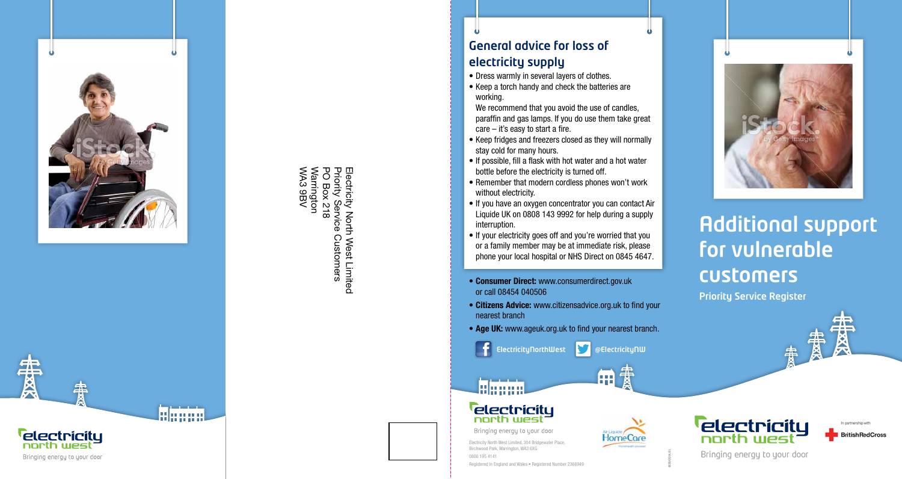Electricity North West Limited
Priority Service Customers
PO Box 218
Warrington
WA3 9BV

## General advice for loss of electricity supply

- Dress warmly in several layers of clothes.
- Keep a torch handy and check the batteries are working.
  We recommend that you avoid the use of candles, paraffin and gas lamps. If you do use them take great care – it's easy to start a fire.
- Keep fridges and freezers closed as they will normally stay cold for many hours.
- If possible, fill a flask with hot water and a hot water bottle before the electricity is turned off.
- Remember that modern cordless phones won't work without electricity.
- If you have an oxygen concentrator you can contact Air Liquide UK on 0808 143 9992 for help during a supply interruption.
- If your electricity goes off and you're worried that you or a family member may be at immediate risk, please phone your local hospital or NHS Direct on 0845 4647.

- **Consumer Direct:** www.consumerdirect.gov.uk or call 08454 040506
- **Citizens Advice:** www.citizensadvice.org.uk to find your nearest branch
- **Age UK:** www.ageuk.org.uk to find your nearest branch.

ElectricityNorthWest @ElectricityNW

electricity north west
Bringing energy to your door

Electricity North West Limited, 304 Bridgewater Place, Birchwood Park, Warrington, WA3 6XG
0800 195 4141
Registered in England and Wales • Registered Number 2366949

Air Liquide HomeCare

# Additional support for vulnerable customers

**Priority Service Register**

electricity north west
Bringing energy to your door

In partnership with
British Red Cross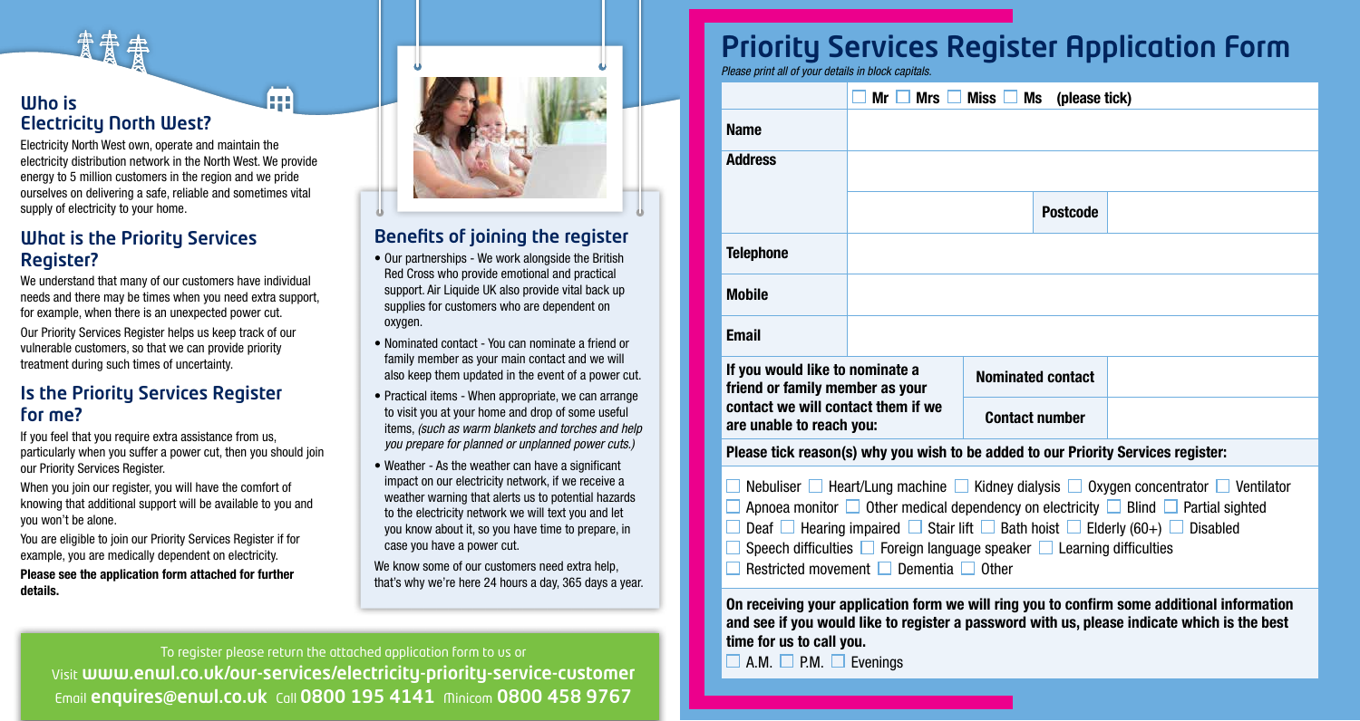## Who is Electricity North West?

Electricity North West own, operate and maintain the electricity distribution network in the North West. We provide energy to 5 million customers in the region and we pride ourselves on delivering a safe, reliable and sometimes vital supply of electricity to your home.

## What is the Priority Services Register?

We understand that many of our customers have individual needs and there may be times when you need extra support, for example, when there is an unexpected power cut.

Our Priority Services Register helps us keep track of our vulnerable customers, so that we can provide priority treatment during such times of uncertainty.

## Is the Priority Services Register for me?

If you feel that you require extra assistance from us, particularly when you suffer a power cut, then you should join our Priority Services Register.

When you join our register, you will have the comfort of knowing that additional support will be available to you and you won't be alone.

You are eligible to join our Priority Services Register if for example, you are medically dependent on electricity.

**Please see the application form attached for further details.**

## Benefits of joining the register

- Our partnerships - We work alongside the British Red Cross who provide emotional and practical support. Air Liquide UK also provide vital back up supplies for customers who are dependent on oxygen.
- Nominated contact - You can nominate a friend or family member as your main contact and we will also keep them updated in the event of a power cut.
- Practical items - When appropriate, we can arrange to visit you at your home and drop of some useful items, *(such as warm blankets and torches and help you prepare for planned or unplanned power cuts.)*
- Weather - As the weather can have a significant impact on our electricity network, if we receive a weather warning that alerts us to potential hazards to the electricity network we will text you and let you know about it, so you have time to prepare, in case you have a power cut.

We know some of our customers need extra help, that's why we're here 24 hours a day, 365 days a year.

To register please return the attached application form to us or

Visit **www.enwl.co.uk/our-services/electricity-priority-service-customer**

Email **enquires@enwl.co.uk** Call **0800 195 4141** Minicom **0800 458 9767**

# Priority Services Register Application Form

*Please print all of your details in block capitals.*

| | ☐ Mr ☐ Mrs ☐ Miss ☐ Ms (please tick) | | |
|---|---|---|---|
| **Name** | | | |
| **Address** | | | |
| | | **Postcode** | |
| **Telephone** | | | |
| **Mobile** | | | |
| **Email** | | | |
| **If you would like to nominate a friend or family member as your contact we will contact them if we are unable to reach you:** | **Nominated contact** | | |
| | **Contact number** | | |

**Please tick reason(s) why you wish to be added to our Priority Services register:**

☐ Nebuliser ☐ Heart/Lung machine ☐ Kidney dialysis ☐ Oxygen concentrator ☐ Ventilator
☐ Apnoea monitor ☐ Other medical dependency on electricity ☐ Blind ☐ Partial sighted
☐ Deaf ☐ Hearing impaired ☐ Stair lift ☐ Bath hoist ☐ Elderly (60+) ☐ Disabled
☐ Speech difficulties ☐ Foreign language speaker ☐ Learning difficulties
☐ Restricted movement ☐ Dementia ☐ Other

**On receiving your application form we will ring you to confirm some additional information and see if you would like to register a password with us, please indicate which is the best time for us to call you.**

☐ A.M. ☐ P.M. ☐ Evenings